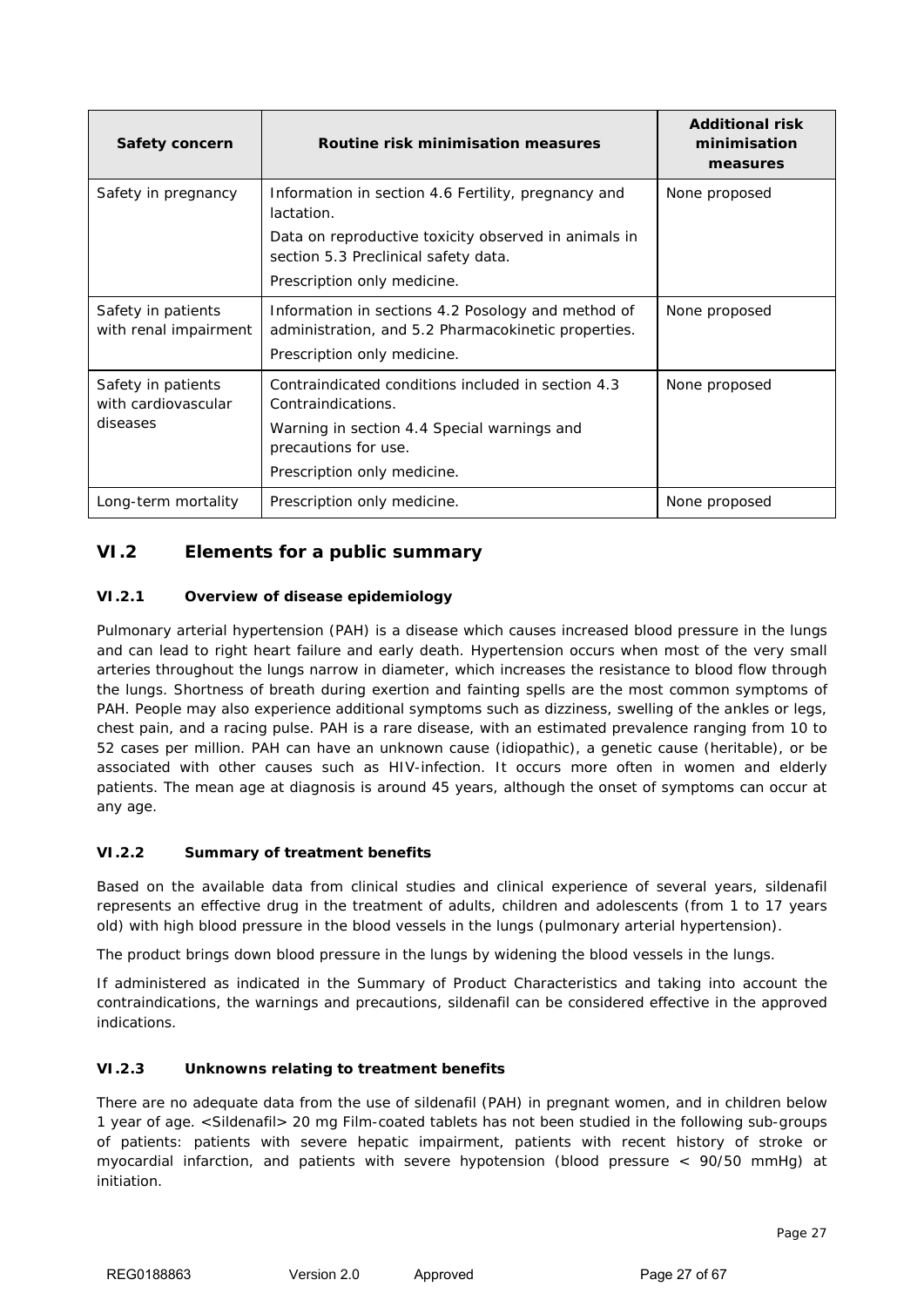| Safety concern | Routine risk minimisation measures | Additional risk minimisation measures |
|---|---|---|
| Safety in pregnancy | Information in section 4.6 Fertility, pregnancy and lactation.<br>Data on reproductive toxicity observed in animals in section 5.3 Preclinical safety data.<br>Prescription only medicine. | None proposed |
| Safety in patients with renal impairment | Information in sections 4.2 Posology and method of administration, and 5.2 Pharmacokinetic properties.<br>Prescription only medicine. | None proposed |
| Safety in patients with cardiovascular diseases | Contraindicated conditions included in section 4.3 Contraindications.<br>Warning in section 4.4 Special warnings and precautions for use.<br>Prescription only medicine. | None proposed |
| Long-term mortality | Prescription only medicine. | None proposed |

## VI.2 Elements for a public summary

### VI.2.1 Overview of disease epidemiology

Pulmonary arterial hypertension (PAH) is a disease which causes increased blood pressure in the lungs and can lead to right heart failure and early death. Hypertension occurs when most of the very small arteries throughout the lungs narrow in diameter, which increases the resistance to blood flow through the lungs. Shortness of breath during exertion and fainting spells are the most common symptoms of PAH. People may also experience additional symptoms such as dizziness, swelling of the ankles or legs, chest pain, and a racing pulse. PAH is a rare disease, with an estimated prevalence ranging from 10 to 52 cases per million. PAH can have an unknown cause (idiopathic), a genetic cause (heritable), or be associated with other causes such as HIV-infection. It occurs more often in women and elderly patients. The mean age at diagnosis is around 45 years, although the onset of symptoms can occur at any age.

### VI.2.2 Summary of treatment benefits

Based on the available data from clinical studies and clinical experience of several years, sildenafil represents an effective drug in the treatment of adults, children and adolescents (from 1 to 17 years old) with high blood pressure in the blood vessels in the lungs (pulmonary arterial hypertension).

The product brings down blood pressure in the lungs by widening the blood vessels in the lungs.

If administered as indicated in the Summary of Product Characteristics and taking into account the contraindications, the warnings and precautions, sildenafil can be considered effective in the approved indications.

### VI.2.3 Unknowns relating to treatment benefits

There are no adequate data from the use of sildenafil (PAH) in pregnant women, and in children below 1 year of age. <Sildenafil> 20 mg Film-coated tablets has not been studied in the following sub-groups of patients: patients with severe hepatic impairment, patients with recent history of stroke or myocardial infarction, and patients with severe hypotension (blood pressure < 90/50 mmHg) at initiation.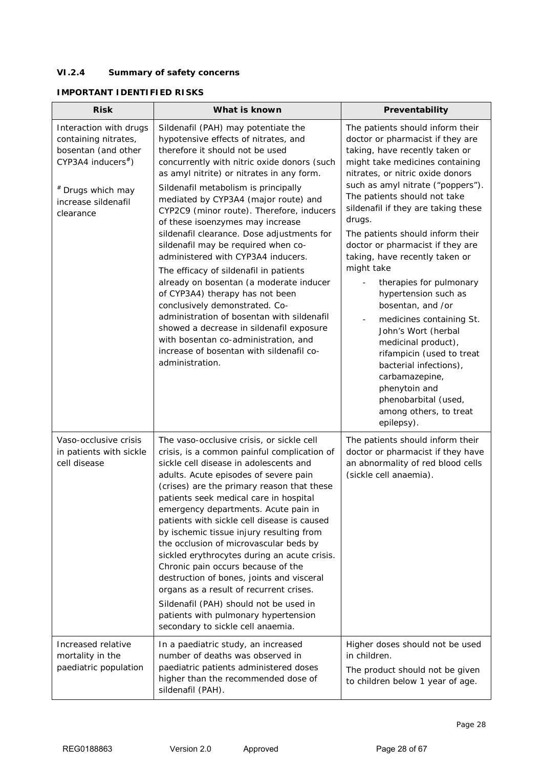### VI.2.4 Summary of safety concerns

**IMPORTANT IDENTIFIED RISKS**

| Risk | What is known | Preventability |
|---|---|---|
| Interaction with drugs containing nitrates, bosentan (and other CYP3A4 inducers[#])<br><br>[#] Drugs which may increase sildenafil clearance | Sildenafil (PAH) may potentiate the hypotensive effects of nitrates, and therefore it should not be used concurrently with nitric oxide donors (such as amyl nitrite) or nitrates in any form.<br><br>Sildenafil metabolism is principally mediated by CYP3A4 (major route) and CYP2C9 (minor route). Therefore, inducers of these isoenzymes may increase sildenafil clearance. Dose adjustments for sildenafil may be required when co-administered with CYP3A4 inducers.<br><br>The efficacy of sildenafil in patients already on bosentan (a moderate inducer of CYP3A4) therapy has not been conclusively demonstrated. Co-administration of bosentan with sildenafil showed a decrease in sildenafil exposure with bosentan co-administration, and increase of bosentan with sildenafil co-administration. | The patients should inform their doctor or pharmacist if they are taking, have recently taken or might take medicines containing nitrates, or nitric oxide donors such as amyl nitrate ("poppers"). The patients should not take sildenafil if they are taking these drugs.<br><br>The patients should inform their doctor or pharmacist if they are taking, have recently taken or might take<br>- therapies for pulmonary hypertension such as bosentan, and /or<br>- medicines containing St. John's Wort (herbal medicinal product), rifampicin (used to treat bacterial infections), carbamazepine, phenytoin and phenobarbital (used, among others, to treat epilepsy). |
| Vaso-occlusive crisis in patients with sickle cell disease | The vaso-occlusive crisis, or sickle cell crisis, is a common painful complication of sickle cell disease in adolescents and adults. Acute episodes of severe pain (crises) are the primary reason that these patients seek medical care in hospital emergency departments. Acute pain in patients with sickle cell disease is caused by ischemic tissue injury resulting from the occlusion of microvascular beds by sickled erythrocytes during an acute crisis. Chronic pain occurs because of the destruction of bones, joints and visceral organs as a result of recurrent crises.<br><br>Sildenafil (PAH) should not be used in patients with pulmonary hypertension secondary to sickle cell anaemia. | The patients should inform their doctor or pharmacist if they have an abnormality of red blood cells (sickle cell anaemia). |
| Increased relative mortality in the paediatric population | In a paediatric study, an increased number of deaths was observed in paediatric patients administered doses higher than the recommended dose of sildenafil (PAH). | Higher doses should not be used in children.<br><br>The product should not be given to children below 1 year of age. |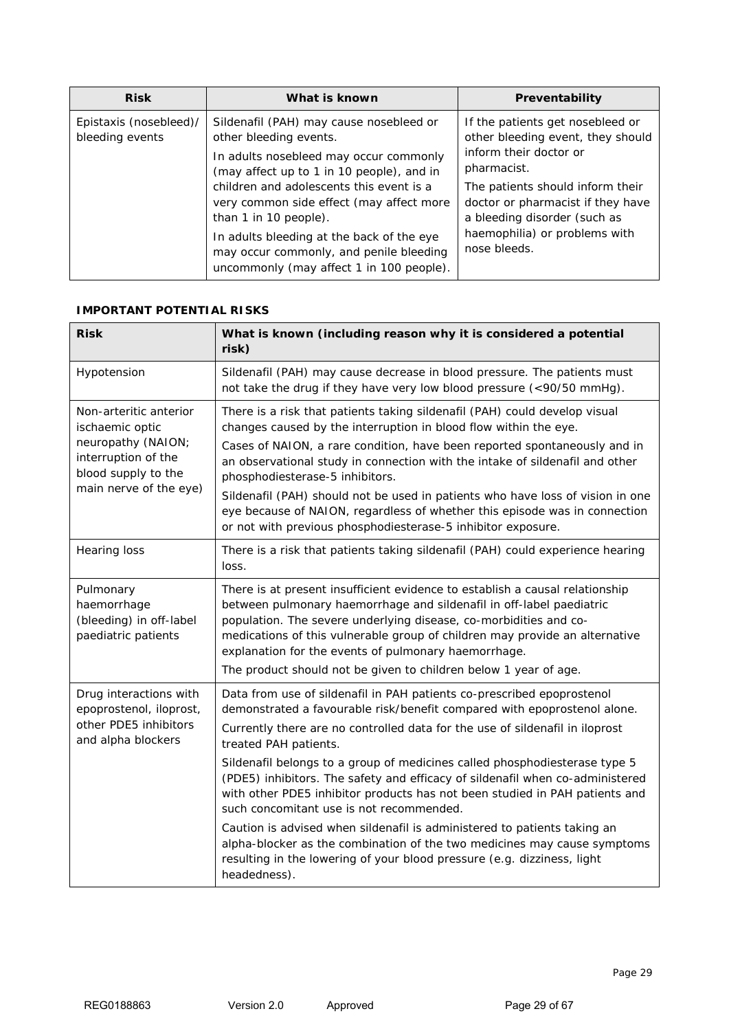| Risk | What is known | Preventability |
|---|---|---|
| Epistaxis (nosebleed)/ bleeding events | Sildenafil (PAH) may cause nosebleed or other bleeding events. In adults nosebleed may occur commonly (may affect up to 1 in 10 people), and in children and adolescents this event is a very common side effect (may affect more than 1 in 10 people). In adults bleeding at the back of the eye may occur commonly, and penile bleeding uncommonly (may affect 1 in 100 people). | If the patients get nosebleed or other bleeding event, they should inform their doctor or pharmacist. The patients should inform their doctor or pharmacist if they have a bleeding disorder (such as haemophilia) or problems with nose bleeds. |

**IMPORTANT POTENTIAL RISKS**

| Risk | What is known (including reason why it is considered a potential risk) |
|---|---|
| Hypotension | Sildenafil (PAH) may cause decrease in blood pressure. The patients must not take the drug if they have very low blood pressure (<90/50 mmHg). |
| Non-arteritic anterior ischaemic optic neuropathy (NAION; interruption of the blood supply to the main nerve of the eye) | There is a risk that patients taking sildenafil (PAH) could develop visual changes caused by the interruption in blood flow within the eye. Cases of NAION, a rare condition, have been reported spontaneously and in an observational study in connection with the intake of sildenafil and other phosphodiesterase-5 inhibitors. Sildenafil (PAH) should not be used in patients who have loss of vision in one eye because of NAION, regardless of whether this episode was in connection or not with previous phosphodiesterase-5 inhibitor exposure. |
| Hearing loss | There is a risk that patients taking sildenafil (PAH) could experience hearing loss. |
| Pulmonary haemorrhage (bleeding) in off-label paediatric patients | There is at present insufficient evidence to establish a causal relationship between pulmonary haemorrhage and sildenafil in off-label paediatric population. The severe underlying disease, co-morbidities and co-medications of this vulnerable group of children may provide an alternative explanation for the events of pulmonary haemorrhage. The product should not be given to children below 1 year of age. |
| Drug interactions with epoprostenol, iloprost, other PDE5 inhibitors and alpha blockers | Data from use of sildenafil in PAH patients co-prescribed epoprostenol demonstrated a favourable risk/benefit compared with epoprostenol alone. Currently there are no controlled data for the use of sildenafil in iloprost treated PAH patients. Sildenafil belongs to a group of medicines called phosphodiesterase type 5 (PDE5) inhibitors. The safety and efficacy of sildenafil when co-administered with other PDE5 inhibitor products has not been studied in PAH patients and such concomitant use is not recommended. Caution is advised when sildenafil is administered to patients taking an alpha-blocker as the combination of the two medicines may cause symptoms resulting in the lowering of your blood pressure (e.g. dizziness, light headedness). |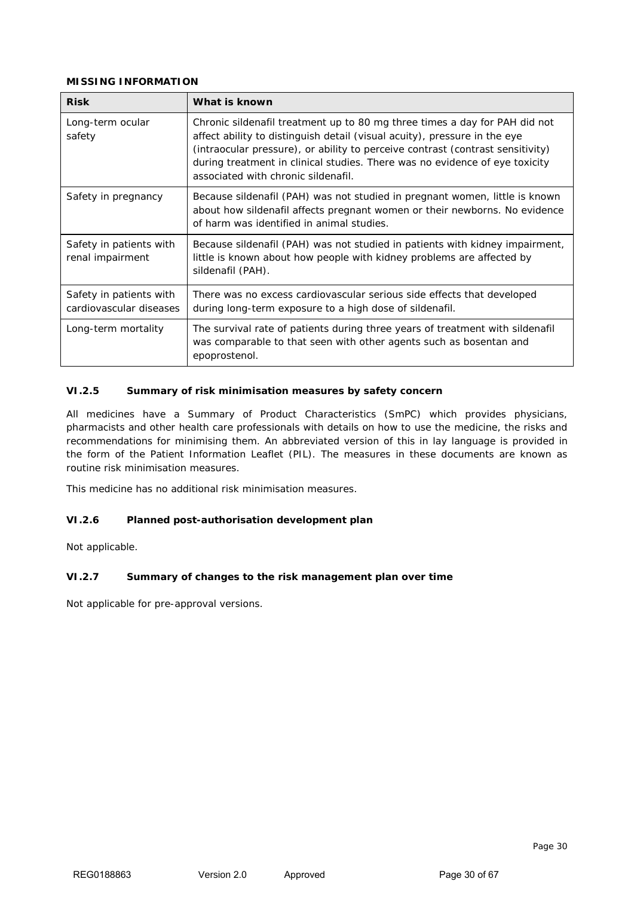**MISSING INFORMATION**

| Risk | What is known |
|---|---|
| Long-term ocular safety | Chronic sildenafil treatment up to 80 mg three times a day for PAH did not affect ability to distinguish detail (visual acuity), pressure in the eye (intraocular pressure), or ability to perceive contrast (contrast sensitivity) during treatment in clinical studies. There was no evidence of eye toxicity associated with chronic sildenafil. |
| Safety in pregnancy | Because sildenafil (PAH) was not studied in pregnant women, little is known about how sildenafil affects pregnant women or their newborns. No evidence of harm was identified in animal studies. |
| Safety in patients with renal impairment | Because sildenafil (PAH) was not studied in patients with kidney impairment, little is known about how people with kidney problems are affected by sildenafil (PAH). |
| Safety in patients with cardiovascular diseases | There was no excess cardiovascular serious side effects that developed during long-term exposure to a high dose of sildenafil. |
| Long-term mortality | The survival rate of patients during three years of treatment with sildenafil was comparable to that seen with other agents such as bosentan and epoprostenol. |

### VI.2.5 Summary of risk minimisation measures by safety concern

All medicines have a Summary of Product Characteristics (SmPC) which provides physicians, pharmacists and other health care professionals with details on how to use the medicine, the risks and recommendations for minimising them. An abbreviated version of this in lay language is provided in the form of the Patient Information Leaflet (PIL). The measures in these documents are known as routine risk minimisation measures.

This medicine has no additional risk minimisation measures.

### VI.2.6 Planned post-authorisation development plan

Not applicable.

### VI.2.7 Summary of changes to the risk management plan over time

Not applicable for pre-approval versions.